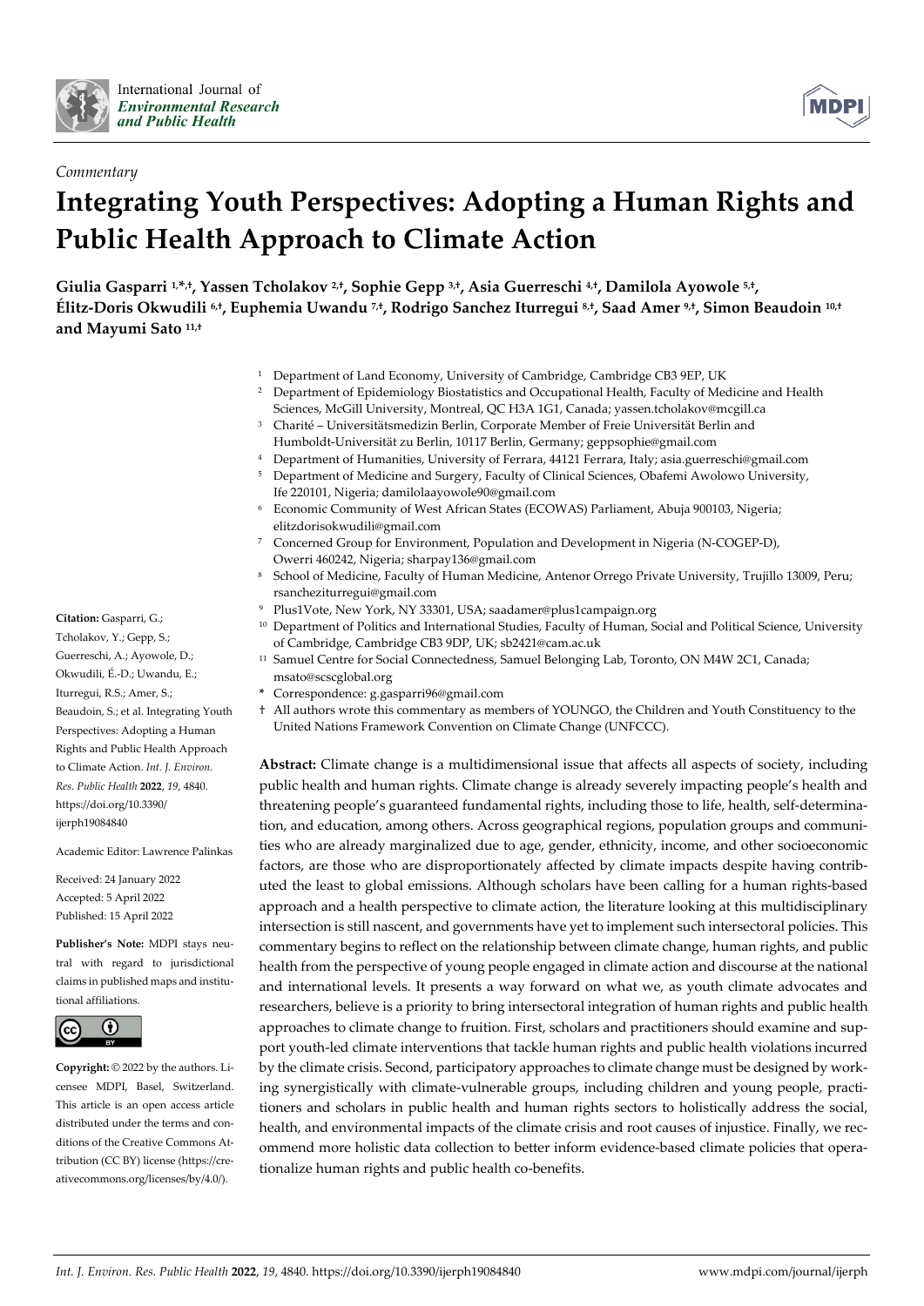*Commentary*

# Integrating Youth Perspectives: Adopting a Human Rights and Public Health Approach to Climate Action

**Giulia Gasparri [1,*,†], Yassen Tcholakov [2,†], Sophie Gepp [3,†], Asia Guerreschi [4,†], Damilola Ayowole [5,†], Élitz-Doris Okwudili [6,†], Euphemia Uwandu [7,†], Rodrigo Sanchez Iturregui [8,†], Saad Amer [9,†], Simon Beaudoin [10,†] and Mayumi Sato [11,†]**

[1] Department of Land Economy, University of Cambridge, Cambridge CB3 9EP, UK
[2] Department of Epidemiology Biostatistics and Occupational Health, Faculty of Medicine and Health Sciences, McGill University, Montreal, QC H3A 1G1, Canada; yassen.tcholakov@mcgill.ca
[3] Charité – Universitätsmedizin Berlin, Corporate Member of Freie Universität Berlin and Humboldt-Universität zu Berlin, 10117 Berlin, Germany; geppsophie@gmail.com
[4] Department of Humanities, University of Ferrara, 44121 Ferrara, Italy; asia.guerreschi@gmail.com
[5] Department of Medicine and Surgery, Faculty of Clinical Sciences, Obafemi Awolowo University, Ife 220101, Nigeria; damilolaayowole90@gmail.com
[6] Economic Community of West African States (ECOWAS) Parliament, Abuja 900103, Nigeria; elitzdorisokwudili@gmail.com
[7] Concerned Group for Environment, Population and Development in Nigeria (N-COGEP-D), Owerri 460242, Nigeria; sharpay136@gmail.com
[8] School of Medicine, Faculty of Human Medicine, Antenor Orrego Private University, Trujillo 13009, Peru; rsancheziturregui@gmail.com
[9] Plus1Vote, New York, NY 33301, USA; saadamer@plus1campaign.org
[10] Department of Politics and International Studies, Faculty of Human, Social and Political Science, University of Cambridge, Cambridge CB3 9DP, UK; sb2421@cam.ac.uk
[11] Samuel Centre for Social Connectedness, Samuel Belonging Lab, Toronto, ON M4W 2C1, Canada; msato@scscglobal.org

\* Correspondence: g.gasparri96@gmail.com
† All authors wrote this commentary as members of YOUNGO, the Children and Youth Constituency to the United Nations Framework Convention on Climate Change (UNFCCC).

**Citation:** Gasparri, G.; Tcholakov, Y.; Gepp, S.; Guerreschi, A.; Ayowole, D.; Okwudili, É.-D.; Uwandu, E.; Iturregui, R.S.; Amer, S.; Beaudoin, S.; et al. Integrating Youth Perspectives: Adopting a Human Rights and Public Health Approach to Climate Action. *Int. J. Environ. Res. Public Health* **2022**, *19*, 4840. https://doi.org/10.3390/ijerph19084840

Academic Editor: Lawrence Palinkas

Received: 24 January 2022
Accepted: 5 April 2022
Published: 15 April 2022

**Publisher's Note:** MDPI stays neutral with regard to jurisdictional claims in published maps and institutional affiliations.

**Copyright:** © 2022 by the authors. Licensee MDPI, Basel, Switzerland. This article is an open access article distributed under the terms and conditions of the Creative Commons Attribution (CC BY) license (https://creativecommons.org/licenses/by/4.0/).

**Abstract:** Climate change is a multidimensional issue that affects all aspects of society, including public health and human rights. Climate change is already severely impacting people's health and threatening people's guaranteed fundamental rights, including those to life, health, self-determination, and education, among others. Across geographical regions, population groups and communities who are already marginalized due to age, gender, ethnicity, income, and other socioeconomic factors, are those who are disproportionately affected by climate impacts despite having contributed the least to global emissions. Although scholars have been calling for a human rights-based approach and a health perspective to climate action, the literature looking at this multidisciplinary intersection is still nascent, and governments have yet to implement such intersectoral policies. This commentary begins to reflect on the relationship between climate change, human rights, and public health from the perspective of young people engaged in climate action and discourse at the national and international levels. It presents a way forward on what we, as youth climate advocates and researchers, believe is a priority to bring intersectoral integration of human rights and public health approaches to climate change to fruition. First, scholars and practitioners should examine and support youth-led climate interventions that tackle human rights and public health violations incurred by the climate crisis. Second, participatory approaches to climate change must be designed by working synergistically with climate-vulnerable groups, including children and young people, practitioners and scholars in public health and human rights sectors to holistically address the social, health, and environmental impacts of the climate crisis and root causes of injustice. Finally, we recommend more holistic data collection to better inform evidence-based climate policies that operationalize human rights and public health co-benefits.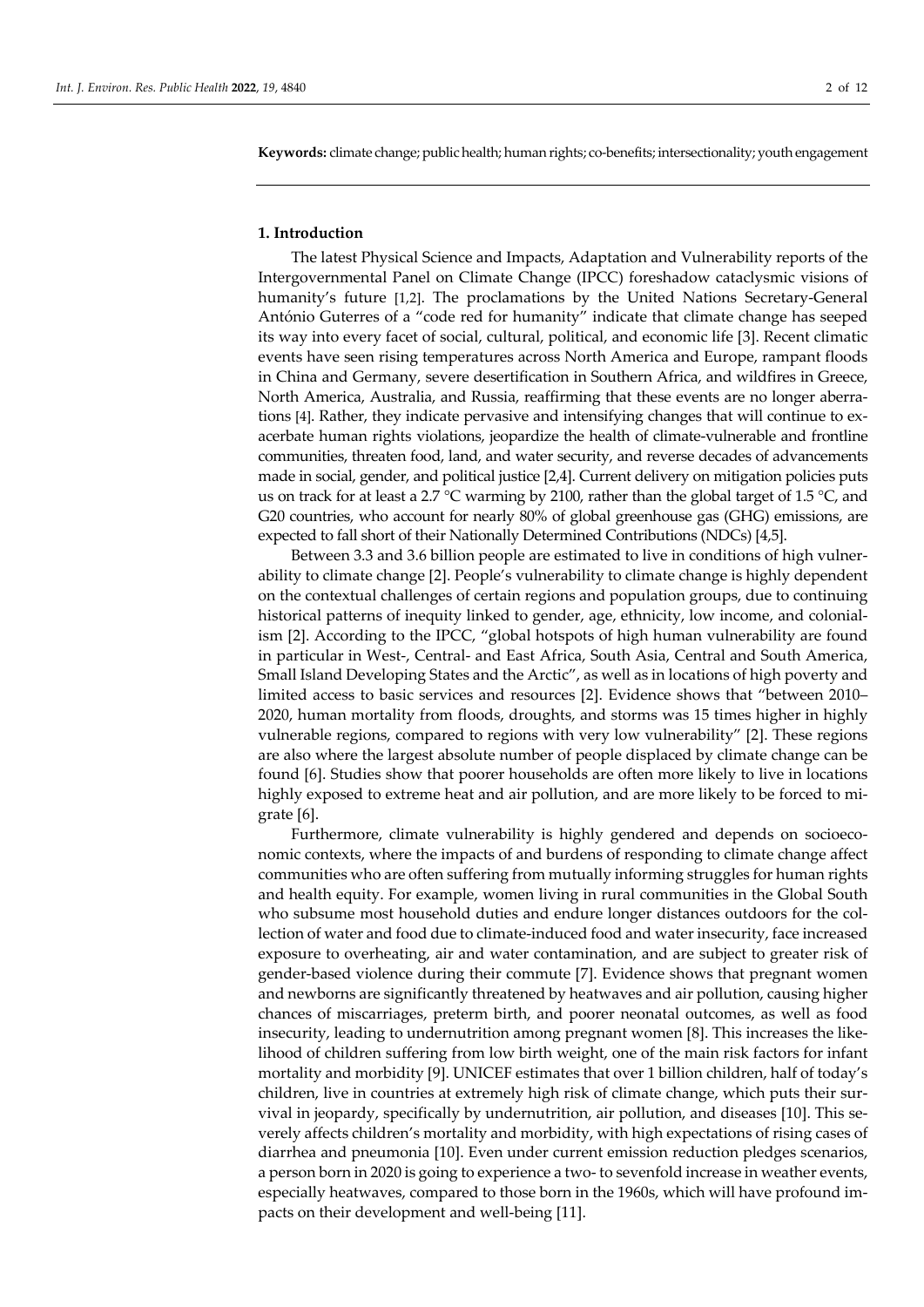**Keywords:** climate change; public health; human rights; co-benefits; intersectionality; youth engagement

## 1. Introduction

The latest Physical Science and Impacts, Adaptation and Vulnerability reports of the Intergovernmental Panel on Climate Change (IPCC) foreshadow cataclysmic visions of humanity's future [1,2]. The proclamations by the United Nations Secretary-General António Guterres of a "code red for humanity" indicate that climate change has seeped its way into every facet of social, cultural, political, and economic life [3]. Recent climatic events have seen rising temperatures across North America and Europe, rampant floods in China and Germany, severe desertification in Southern Africa, and wildfires in Greece, North America, Australia, and Russia, reaffirming that these events are no longer aberrations [4]. Rather, they indicate pervasive and intensifying changes that will continue to exacerbate human rights violations, jeopardize the health of climate-vulnerable and frontline communities, threaten food, land, and water security, and reverse decades of advancements made in social, gender, and political justice [2,4]. Current delivery on mitigation policies puts us on track for at least a 2.7 °C warming by 2100, rather than the global target of 1.5 °C, and G20 countries, who account for nearly 80% of global greenhouse gas (GHG) emissions, are expected to fall short of their Nationally Determined Contributions (NDCs) [4,5].

Between 3.3 and 3.6 billion people are estimated to live in conditions of high vulnerability to climate change [2]. People's vulnerability to climate change is highly dependent on the contextual challenges of certain regions and population groups, due to continuing historical patterns of inequity linked to gender, age, ethnicity, low income, and colonialism [2]. According to the IPCC, "global hotspots of high human vulnerability are found in particular in West-, Central- and East Africa, South Asia, Central and South America, Small Island Developing States and the Arctic", as well as in locations of high poverty and limited access to basic services and resources [2]. Evidence shows that "between 2010–2020, human mortality from floods, droughts, and storms was 15 times higher in highly vulnerable regions, compared to regions with very low vulnerability" [2]. These regions are also where the largest absolute number of people displaced by climate change can be found [6]. Studies show that poorer households are often more likely to live in locations highly exposed to extreme heat and air pollution, and are more likely to be forced to migrate [6].

Furthermore, climate vulnerability is highly gendered and depends on socioeconomic contexts, where the impacts of and burdens of responding to climate change affect communities who are often suffering from mutually informing struggles for human rights and health equity. For example, women living in rural communities in the Global South who subsume most household duties and endure longer distances outdoors for the collection of water and food due to climate-induced food and water insecurity, face increased exposure to overheating, air and water contamination, and are subject to greater risk of gender-based violence during their commute [7]. Evidence shows that pregnant women and newborns are significantly threatened by heatwaves and air pollution, causing higher chances of miscarriages, preterm birth, and poorer neonatal outcomes, as well as food insecurity, leading to undernutrition among pregnant women [8]. This increases the likelihood of children suffering from low birth weight, one of the main risk factors for infant mortality and morbidity [9]. UNICEF estimates that over 1 billion children, half of today's children, live in countries at extremely high risk of climate change, which puts their survival in jeopardy, specifically by undernutrition, air pollution, and diseases [10]. This severely affects children's mortality and morbidity, with high expectations of rising cases of diarrhea and pneumonia [10]. Even under current emission reduction pledges scenarios, a person born in 2020 is going to experience a two- to sevenfold increase in weather events, especially heatwaves, compared to those born in the 1960s, which will have profound impacts on their development and well-being [11].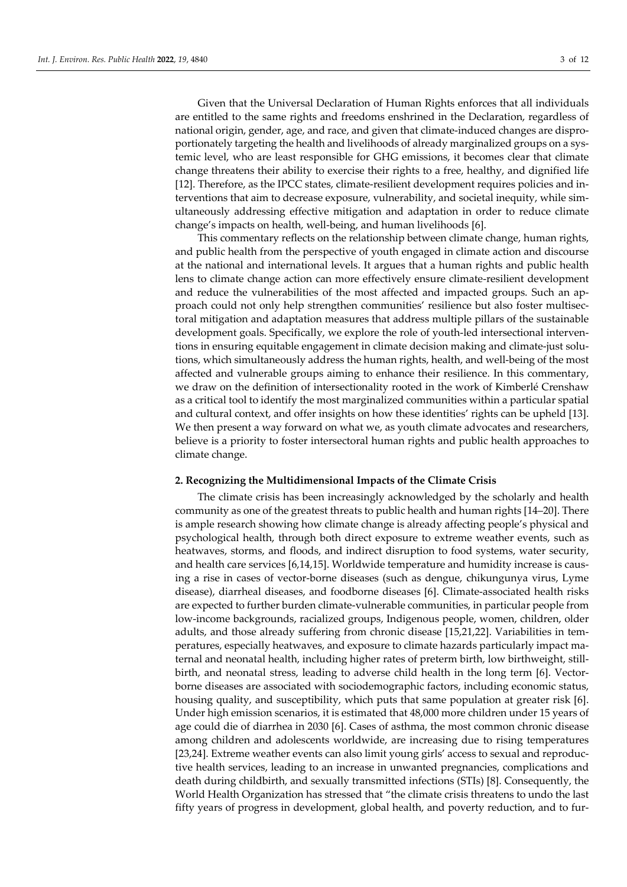Given that the Universal Declaration of Human Rights enforces that all individuals are entitled to the same rights and freedoms enshrined in the Declaration, regardless of national origin, gender, age, and race, and given that climate-induced changes are disproportionately targeting the health and livelihoods of already marginalized groups on a systemic level, who are least responsible for GHG emissions, it becomes clear that climate change threatens their ability to exercise their rights to a free, healthy, and dignified life [12]. Therefore, as the IPCC states, climate-resilient development requires policies and interventions that aim to decrease exposure, vulnerability, and societal inequity, while simultaneously addressing effective mitigation and adaptation in order to reduce climate change's impacts on health, well-being, and human livelihoods [6].

This commentary reflects on the relationship between climate change, human rights, and public health from the perspective of youth engaged in climate action and discourse at the national and international levels. It argues that a human rights and public health lens to climate change action can more effectively ensure climate-resilient development and reduce the vulnerabilities of the most affected and impacted groups. Such an approach could not only help strengthen communities' resilience but also foster multisectoral mitigation and adaptation measures that address multiple pillars of the sustainable development goals. Specifically, we explore the role of youth-led intersectional interventions in ensuring equitable engagement in climate decision making and climate-just solutions, which simultaneously address the human rights, health, and well-being of the most affected and vulnerable groups aiming to enhance their resilience. In this commentary, we draw on the definition of intersectionality rooted in the work of Kimberlé Crenshaw as a critical tool to identify the most marginalized communities within a particular spatial and cultural context, and offer insights on how these identities' rights can be upheld [13]. We then present a way forward on what we, as youth climate advocates and researchers, believe is a priority to foster intersectoral human rights and public health approaches to climate change.

## 2. Recognizing the Multidimensional Impacts of the Climate Crisis

The climate crisis has been increasingly acknowledged by the scholarly and health community as one of the greatest threats to public health and human rights [14–20]. There is ample research showing how climate change is already affecting people's physical and psychological health, through both direct exposure to extreme weather events, such as heatwaves, storms, and floods, and indirect disruption to food systems, water security, and health care services [6,14,15]. Worldwide temperature and humidity increase is causing a rise in cases of vector-borne diseases (such as dengue, chikungunya virus, Lyme disease), diarrheal diseases, and foodborne diseases [6]. Climate-associated health risks are expected to further burden climate-vulnerable communities, in particular people from low-income backgrounds, racialized groups, Indigenous people, women, children, older adults, and those already suffering from chronic disease [15,21,22]. Variabilities in temperatures, especially heatwaves, and exposure to climate hazards particularly impact maternal and neonatal health, including higher rates of preterm birth, low birthweight, stillbirth, and neonatal stress, leading to adverse child health in the long term [6]. Vector-borne diseases are associated with sociodemographic factors, including economic status, housing quality, and susceptibility, which puts that same population at greater risk [6]. Under high emission scenarios, it is estimated that 48,000 more children under 15 years of age could die of diarrhea in 2030 [6]. Cases of asthma, the most common chronic disease among children and adolescents worldwide, are increasing due to rising temperatures [23,24]. Extreme weather events can also limit young girls' access to sexual and reproductive health services, leading to an increase in unwanted pregnancies, complications and death during childbirth, and sexually transmitted infections (STIs) [8]. Consequently, the World Health Organization has stressed that "the climate crisis threatens to undo the last fifty years of progress in development, global health, and poverty reduction, and to fur-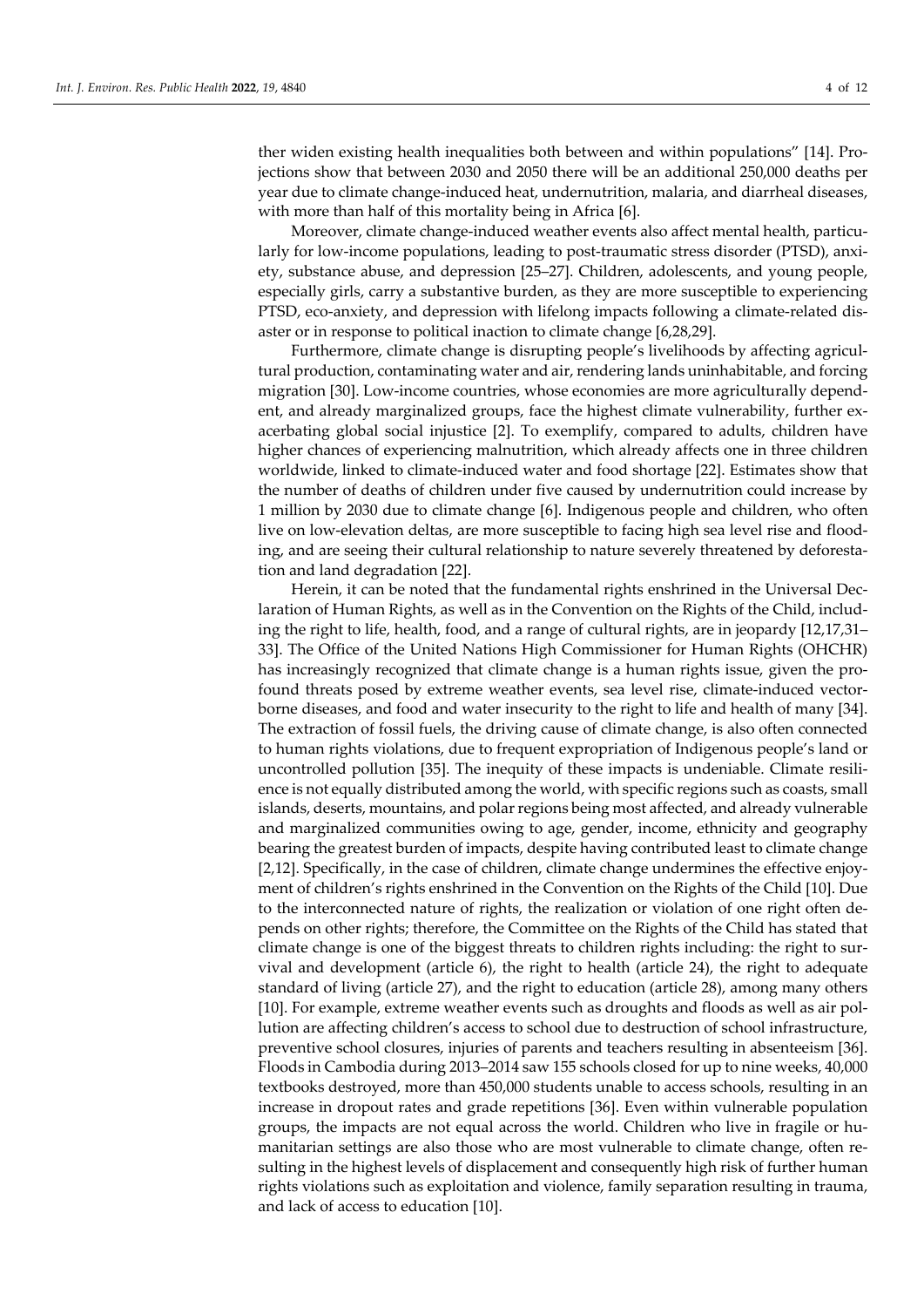ther widen existing health inequalities both between and within populations" [14]. Projections show that between 2030 and 2050 there will be an additional 250,000 deaths per year due to climate change-induced heat, undernutrition, malaria, and diarrheal diseases, with more than half of this mortality being in Africa [6].

Moreover, climate change-induced weather events also affect mental health, particularly for low-income populations, leading to post-traumatic stress disorder (PTSD), anxiety, substance abuse, and depression [25–27]. Children, adolescents, and young people, especially girls, carry a substantive burden, as they are more susceptible to experiencing PTSD, eco-anxiety, and depression with lifelong impacts following a climate-related disaster or in response to political inaction to climate change [6,28,29].

Furthermore, climate change is disrupting people's livelihoods by affecting agricultural production, contaminating water and air, rendering lands uninhabitable, and forcing migration [30]. Low-income countries, whose economies are more agriculturally dependent, and already marginalized groups, face the highest climate vulnerability, further exacerbating global social injustice [2]. To exemplify, compared to adults, children have higher chances of experiencing malnutrition, which already affects one in three children worldwide, linked to climate-induced water and food shortage [22]. Estimates show that the number of deaths of children under five caused by undernutrition could increase by 1 million by 2030 due to climate change [6]. Indigenous people and children, who often live on low-elevation deltas, are more susceptible to facing high sea level rise and flooding, and are seeing their cultural relationship to nature severely threatened by deforestation and land degradation [22].

Herein, it can be noted that the fundamental rights enshrined in the Universal Declaration of Human Rights, as well as in the Convention on the Rights of the Child, including the right to life, health, food, and a range of cultural rights, are in jeopardy [12,17,31–33]. The Office of the United Nations High Commissioner for Human Rights (OHCHR) has increasingly recognized that climate change is a human rights issue, given the profound threats posed by extreme weather events, sea level rise, climate-induced vector-borne diseases, and food and water insecurity to the right to life and health of many [34]. The extraction of fossil fuels, the driving cause of climate change, is also often connected to human rights violations, due to frequent expropriation of Indigenous people's land or uncontrolled pollution [35]. The inequity of these impacts is undeniable. Climate resilience is not equally distributed among the world, with specific regions such as coasts, small islands, deserts, mountains, and polar regions being most affected, and already vulnerable and marginalized communities owing to age, gender, income, ethnicity and geography bearing the greatest burden of impacts, despite having contributed least to climate change [2,12]. Specifically, in the case of children, climate change undermines the effective enjoyment of children's rights enshrined in the Convention on the Rights of the Child [10]. Due to the interconnected nature of rights, the realization or violation of one right often depends on other rights; therefore, the Committee on the Rights of the Child has stated that climate change is one of the biggest threats to children rights including: the right to survival and development (article 6), the right to health (article 24), the right to adequate standard of living (article 27), and the right to education (article 28), among many others [10]. For example, extreme weather events such as droughts and floods as well as air pollution are affecting children's access to school due to destruction of school infrastructure, preventive school closures, injuries of parents and teachers resulting in absenteeism [36]. Floods in Cambodia during 2013–2014 saw 155 schools closed for up to nine weeks, 40,000 textbooks destroyed, more than 450,000 students unable to access schools, resulting in an increase in dropout rates and grade repetitions [36]. Even within vulnerable population groups, the impacts are not equal across the world. Children who live in fragile or humanitarian settings are also those who are most vulnerable to climate change, often resulting in the highest levels of displacement and consequently high risk of further human rights violations such as exploitation and violence, family separation resulting in trauma, and lack of access to education [10].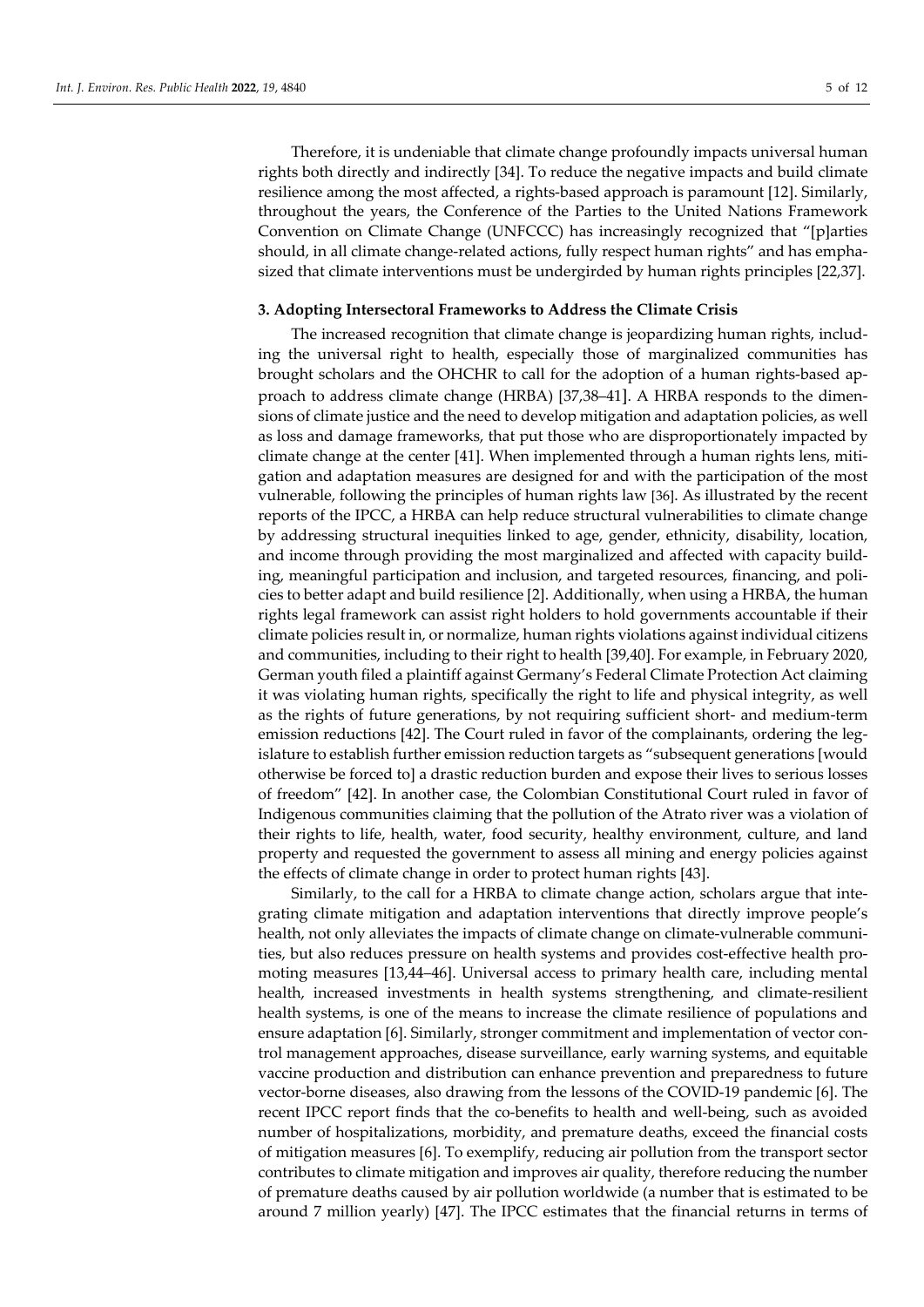Therefore, it is undeniable that climate change profoundly impacts universal human rights both directly and indirectly [34]. To reduce the negative impacts and build climate resilience among the most affected, a rights-based approach is paramount [12]. Similarly, throughout the years, the Conference of the Parties to the United Nations Framework Convention on Climate Change (UNFCCC) has increasingly recognized that "[p]arties should, in all climate change-related actions, fully respect human rights" and has emphasized that climate interventions must be undergirded by human rights principles [22,37].

## 3. Adopting Intersectoral Frameworks to Address the Climate Crisis

The increased recognition that climate change is jeopardizing human rights, including the universal right to health, especially those of marginalized communities has brought scholars and the OHCHR to call for the adoption of a human rights-based approach to address climate change (HRBA) [37,38–41]. A HRBA responds to the dimensions of climate justice and the need to develop mitigation and adaptation policies, as well as loss and damage frameworks, that put those who are disproportionately impacted by climate change at the center [41]. When implemented through a human rights lens, mitigation and adaptation measures are designed for and with the participation of the most vulnerable, following the principles of human rights law [36]. As illustrated by the recent reports of the IPCC, a HRBA can help reduce structural vulnerabilities to climate change by addressing structural inequities linked to age, gender, ethnicity, disability, location, and income through providing the most marginalized and affected with capacity building, meaningful participation and inclusion, and targeted resources, financing, and policies to better adapt and build resilience [2]. Additionally, when using a HRBA, the human rights legal framework can assist right holders to hold governments accountable if their climate policies result in, or normalize, human rights violations against individual citizens and communities, including to their right to health [39,40]. For example, in February 2020, German youth filed a plaintiff against Germany's Federal Climate Protection Act claiming it was violating human rights, specifically the right to life and physical integrity, as well as the rights of future generations, by not requiring sufficient short- and medium-term emission reductions [42]. The Court ruled in favor of the complainants, ordering the legislature to establish further emission reduction targets as "subsequent generations [would otherwise be forced to] a drastic reduction burden and expose their lives to serious losses of freedom" [42]. In another case, the Colombian Constitutional Court ruled in favor of Indigenous communities claiming that the pollution of the Atrato river was a violation of their rights to life, health, water, food security, healthy environment, culture, and land property and requested the government to assess all mining and energy policies against the effects of climate change in order to protect human rights [43].

Similarly, to the call for a HRBA to climate change action, scholars argue that integrating climate mitigation and adaptation interventions that directly improve people's health, not only alleviates the impacts of climate change on climate-vulnerable communities, but also reduces pressure on health systems and provides cost-effective health promoting measures [13,44–46]. Universal access to primary health care, including mental health, increased investments in health systems strengthening, and climate-resilient health systems, is one of the means to increase the climate resilience of populations and ensure adaptation [6]. Similarly, stronger commitment and implementation of vector control management approaches, disease surveillance, early warning systems, and equitable vaccine production and distribution can enhance prevention and preparedness to future vector-borne diseases, also drawing from the lessons of the COVID-19 pandemic [6]. The recent IPCC report finds that the co-benefits to health and well-being, such as avoided number of hospitalizations, morbidity, and premature deaths, exceed the financial costs of mitigation measures [6]. To exemplify, reducing air pollution from the transport sector contributes to climate mitigation and improves air quality, therefore reducing the number of premature deaths caused by air pollution worldwide (a number that is estimated to be around 7 million yearly) [47]. The IPCC estimates that the financial returns in terms of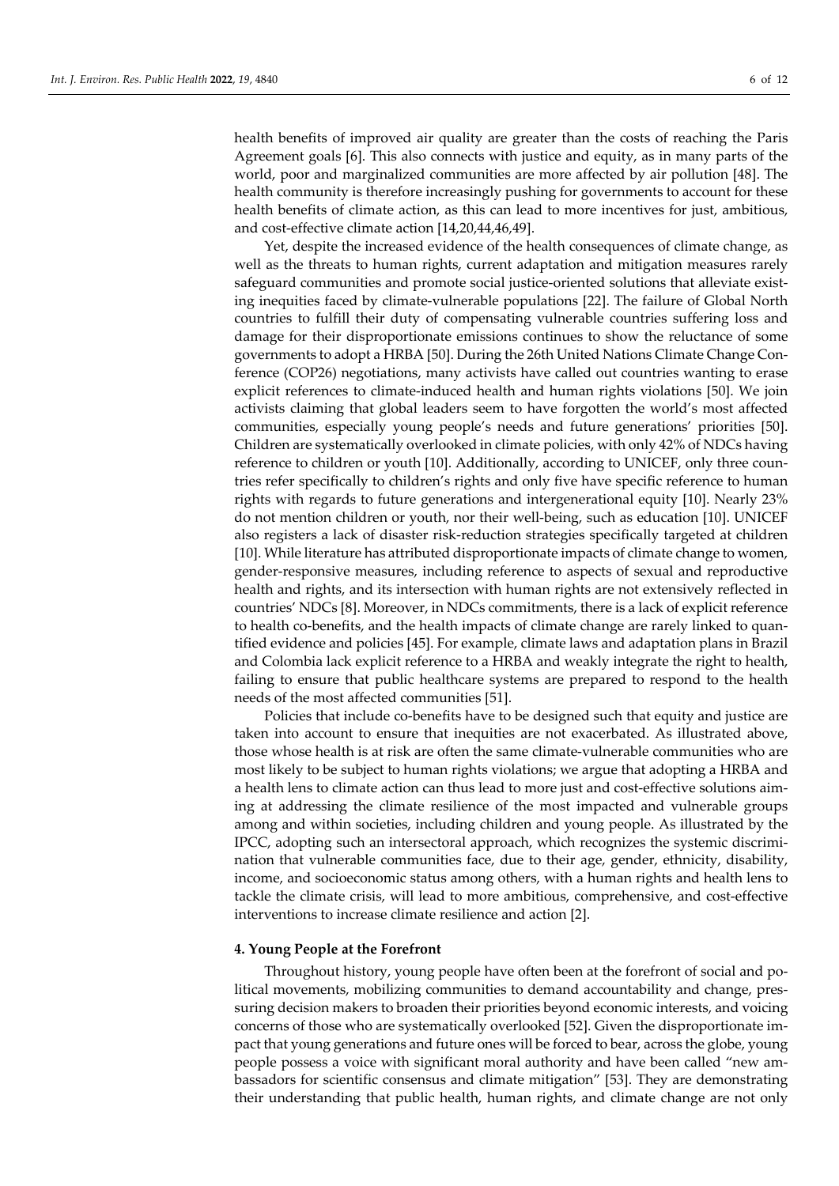health benefits of improved air quality are greater than the costs of reaching the Paris Agreement goals [6]. This also connects with justice and equity, as in many parts of the world, poor and marginalized communities are more affected by air pollution [48]. The health community is therefore increasingly pushing for governments to account for these health benefits of climate action, as this can lead to more incentives for just, ambitious, and cost-effective climate action [14,20,44,46,49].

Yet, despite the increased evidence of the health consequences of climate change, as well as the threats to human rights, current adaptation and mitigation measures rarely safeguard communities and promote social justice-oriented solutions that alleviate existing inequities faced by climate-vulnerable populations [22]. The failure of Global North countries to fulfill their duty of compensating vulnerable countries suffering loss and damage for their disproportionate emissions continues to show the reluctance of some governments to adopt a HRBA [50]. During the 26th United Nations Climate Change Conference (COP26) negotiations, many activists have called out countries wanting to erase explicit references to climate-induced health and human rights violations [50]. We join activists claiming that global leaders seem to have forgotten the world's most affected communities, especially young people's needs and future generations' priorities [50]. Children are systematically overlooked in climate policies, with only 42% of NDCs having reference to children or youth [10]. Additionally, according to UNICEF, only three countries refer specifically to children's rights and only five have specific reference to human rights with regards to future generations and intergenerational equity [10]. Nearly 23% do not mention children or youth, nor their well-being, such as education [10]. UNICEF also registers a lack of disaster risk-reduction strategies specifically targeted at children [10]. While literature has attributed disproportionate impacts of climate change to women, gender-responsive measures, including reference to aspects of sexual and reproductive health and rights, and its intersection with human rights are not extensively reflected in countries' NDCs [8]. Moreover, in NDCs commitments, there is a lack of explicit reference to health co-benefits, and the health impacts of climate change are rarely linked to quantified evidence and policies [45]. For example, climate laws and adaptation plans in Brazil and Colombia lack explicit reference to a HRBA and weakly integrate the right to health, failing to ensure that public healthcare systems are prepared to respond to the health needs of the most affected communities [51].

Policies that include co-benefits have to be designed such that equity and justice are taken into account to ensure that inequities are not exacerbated. As illustrated above, those whose health is at risk are often the same climate-vulnerable communities who are most likely to be subject to human rights violations; we argue that adopting a HRBA and a health lens to climate action can thus lead to more just and cost-effective solutions aiming at addressing the climate resilience of the most impacted and vulnerable groups among and within societies, including children and young people. As illustrated by the IPCC, adopting such an intersectoral approach, which recognizes the systemic discrimination that vulnerable communities face, due to their age, gender, ethnicity, disability, income, and socioeconomic status among others, with a human rights and health lens to tackle the climate crisis, will lead to more ambitious, comprehensive, and cost-effective interventions to increase climate resilience and action [2].

## 4. Young People at the Forefront

Throughout history, young people have often been at the forefront of social and political movements, mobilizing communities to demand accountability and change, pressuring decision makers to broaden their priorities beyond economic interests, and voicing concerns of those who are systematically overlooked [52]. Given the disproportionate impact that young generations and future ones will be forced to bear, across the globe, young people possess a voice with significant moral authority and have been called "new ambassadors for scientific consensus and climate mitigation" [53]. They are demonstrating their understanding that public health, human rights, and climate change are not only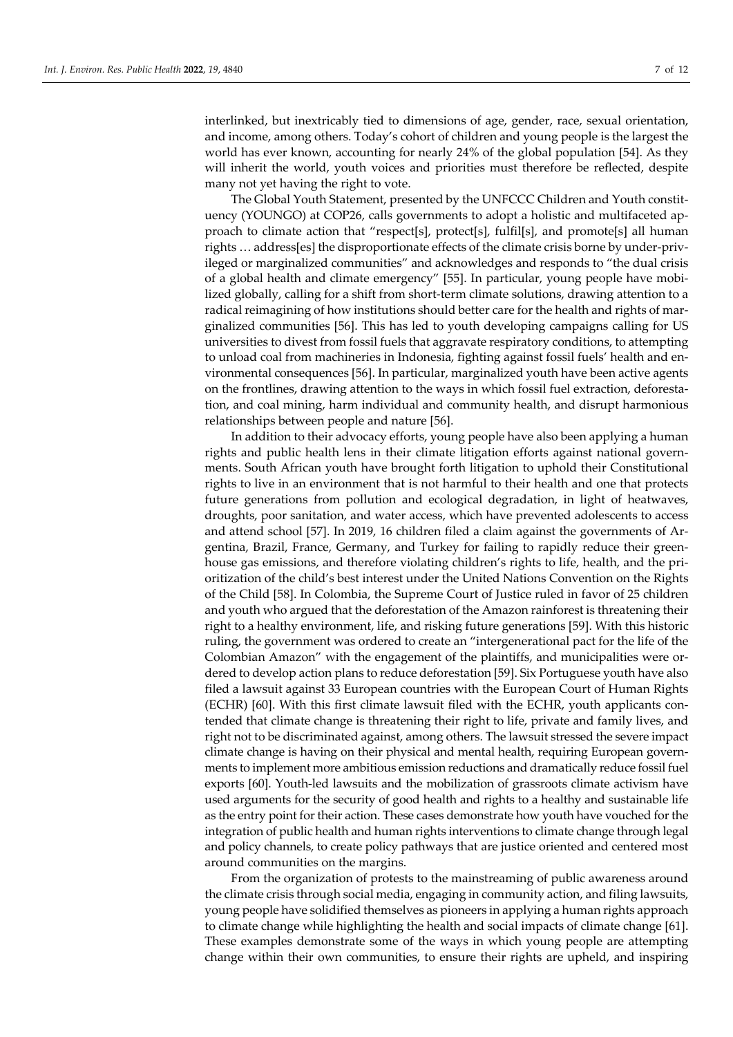interlinked, but inextricably tied to dimensions of age, gender, race, sexual orientation, and income, among others. Today's cohort of children and young people is the largest the world has ever known, accounting for nearly 24% of the global population [54]. As they will inherit the world, youth voices and priorities must therefore be reflected, despite many not yet having the right to vote.

The Global Youth Statement, presented by the UNFCCC Children and Youth constituency (YOUNGO) at COP26, calls governments to adopt a holistic and multifaceted approach to climate action that "respect[s], protect[s], fulfil[s], and promote[s] all human rights … address[es] the disproportionate effects of the climate crisis borne by under-privileged or marginalized communities" and acknowledges and responds to "the dual crisis of a global health and climate emergency" [55]. In particular, young people have mobilized globally, calling for a shift from short-term climate solutions, drawing attention to a radical reimagining of how institutions should better care for the health and rights of marginalized communities [56]. This has led to youth developing campaigns calling for US universities to divest from fossil fuels that aggravate respiratory conditions, to attempting to unload coal from machineries in Indonesia, fighting against fossil fuels' health and environmental consequences [56]. In particular, marginalized youth have been active agents on the frontlines, drawing attention to the ways in which fossil fuel extraction, deforestation, and coal mining, harm individual and community health, and disrupt harmonious relationships between people and nature [56].

In addition to their advocacy efforts, young people have also been applying a human rights and public health lens in their climate litigation efforts against national governments. South African youth have brought forth litigation to uphold their Constitutional rights to live in an environment that is not harmful to their health and one that protects future generations from pollution and ecological degradation, in light of heatwaves, droughts, poor sanitation, and water access, which have prevented adolescents to access and attend school [57]. In 2019, 16 children filed a claim against the governments of Argentina, Brazil, France, Germany, and Turkey for failing to rapidly reduce their greenhouse gas emissions, and therefore violating children's rights to life, health, and the prioritization of the child's best interest under the United Nations Convention on the Rights of the Child [58]. In Colombia, the Supreme Court of Justice ruled in favor of 25 children and youth who argued that the deforestation of the Amazon rainforest is threatening their right to a healthy environment, life, and risking future generations [59]. With this historic ruling, the government was ordered to create an "intergenerational pact for the life of the Colombian Amazon" with the engagement of the plaintiffs, and municipalities were ordered to develop action plans to reduce deforestation [59]. Six Portuguese youth have also filed a lawsuit against 33 European countries with the European Court of Human Rights (ECHR) [60]. With this first climate lawsuit filed with the ECHR, youth applicants contended that climate change is threatening their right to life, private and family lives, and right not to be discriminated against, among others. The lawsuit stressed the severe impact climate change is having on their physical and mental health, requiring European governments to implement more ambitious emission reductions and dramatically reduce fossil fuel exports [60]. Youth-led lawsuits and the mobilization of grassroots climate activism have used arguments for the security of good health and rights to a healthy and sustainable life as the entry point for their action. These cases demonstrate how youth have vouched for the integration of public health and human rights interventions to climate change through legal and policy channels, to create policy pathways that are justice oriented and centered most around communities on the margins.

From the organization of protests to the mainstreaming of public awareness around the climate crisis through social media, engaging in community action, and filing lawsuits, young people have solidified themselves as pioneers in applying a human rights approach to climate change while highlighting the health and social impacts of climate change [61]. These examples demonstrate some of the ways in which young people are attempting change within their own communities, to ensure their rights are upheld, and inspiring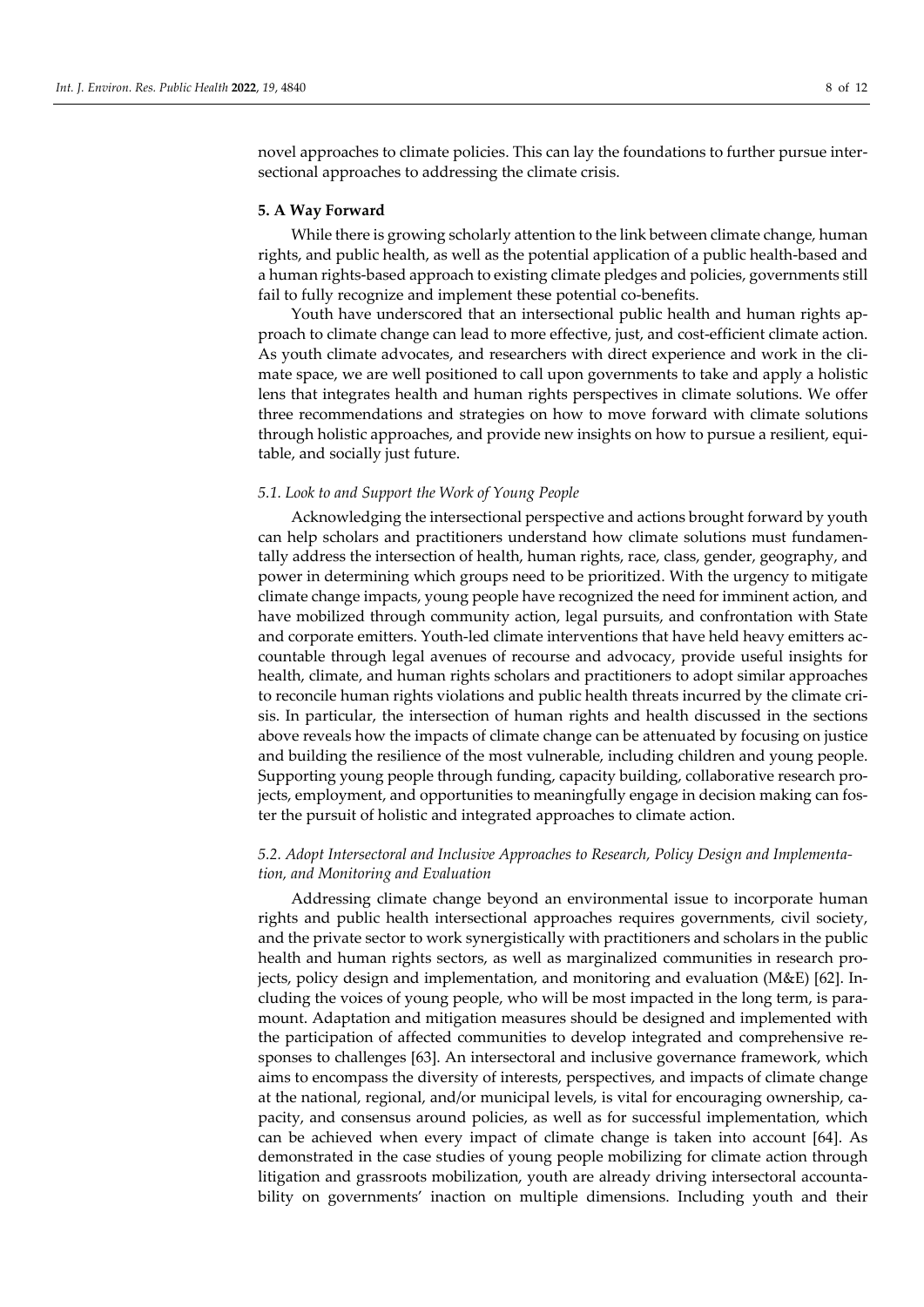novel approaches to climate policies. This can lay the foundations to further pursue intersectional approaches to addressing the climate crisis.

## 5. A Way Forward

While there is growing scholarly attention to the link between climate change, human rights, and public health, as well as the potential application of a public health-based and a human rights-based approach to existing climate pledges and policies, governments still fail to fully recognize and implement these potential co-benefits.

Youth have underscored that an intersectional public health and human rights approach to climate change can lead to more effective, just, and cost-efficient climate action. As youth climate advocates, and researchers with direct experience and work in the climate space, we are well positioned to call upon governments to take and apply a holistic lens that integrates health and human rights perspectives in climate solutions. We offer three recommendations and strategies on how to move forward with climate solutions through holistic approaches, and provide new insights on how to pursue a resilient, equitable, and socially just future.

### *5.1. Look to and Support the Work of Young People*

Acknowledging the intersectional perspective and actions brought forward by youth can help scholars and practitioners understand how climate solutions must fundamentally address the intersection of health, human rights, race, class, gender, geography, and power in determining which groups need to be prioritized. With the urgency to mitigate climate change impacts, young people have recognized the need for imminent action, and have mobilized through community action, legal pursuits, and confrontation with State and corporate emitters. Youth-led climate interventions that have held heavy emitters accountable through legal avenues of recourse and advocacy, provide useful insights for health, climate, and human rights scholars and practitioners to adopt similar approaches to reconcile human rights violations and public health threats incurred by the climate crisis. In particular, the intersection of human rights and health discussed in the sections above reveals how the impacts of climate change can be attenuated by focusing on justice and building the resilience of the most vulnerable, including children and young people. Supporting young people through funding, capacity building, collaborative research projects, employment, and opportunities to meaningfully engage in decision making can foster the pursuit of holistic and integrated approaches to climate action.

### *5.2. Adopt Intersectoral and Inclusive Approaches to Research, Policy Design and Implementation, and Monitoring and Evaluation*

Addressing climate change beyond an environmental issue to incorporate human rights and public health intersectional approaches requires governments, civil society, and the private sector to work synergistically with practitioners and scholars in the public health and human rights sectors, as well as marginalized communities in research projects, policy design and implementation, and monitoring and evaluation (M&E) [62]. Including the voices of young people, who will be most impacted in the long term, is paramount. Adaptation and mitigation measures should be designed and implemented with the participation of affected communities to develop integrated and comprehensive responses to challenges [63]. An intersectoral and inclusive governance framework, which aims to encompass the diversity of interests, perspectives, and impacts of climate change at the national, regional, and/or municipal levels, is vital for encouraging ownership, capacity, and consensus around policies, as well as for successful implementation, which can be achieved when every impact of climate change is taken into account [64]. As demonstrated in the case studies of young people mobilizing for climate action through litigation and grassroots mobilization, youth are already driving intersectoral accountability on governments' inaction on multiple dimensions. Including youth and their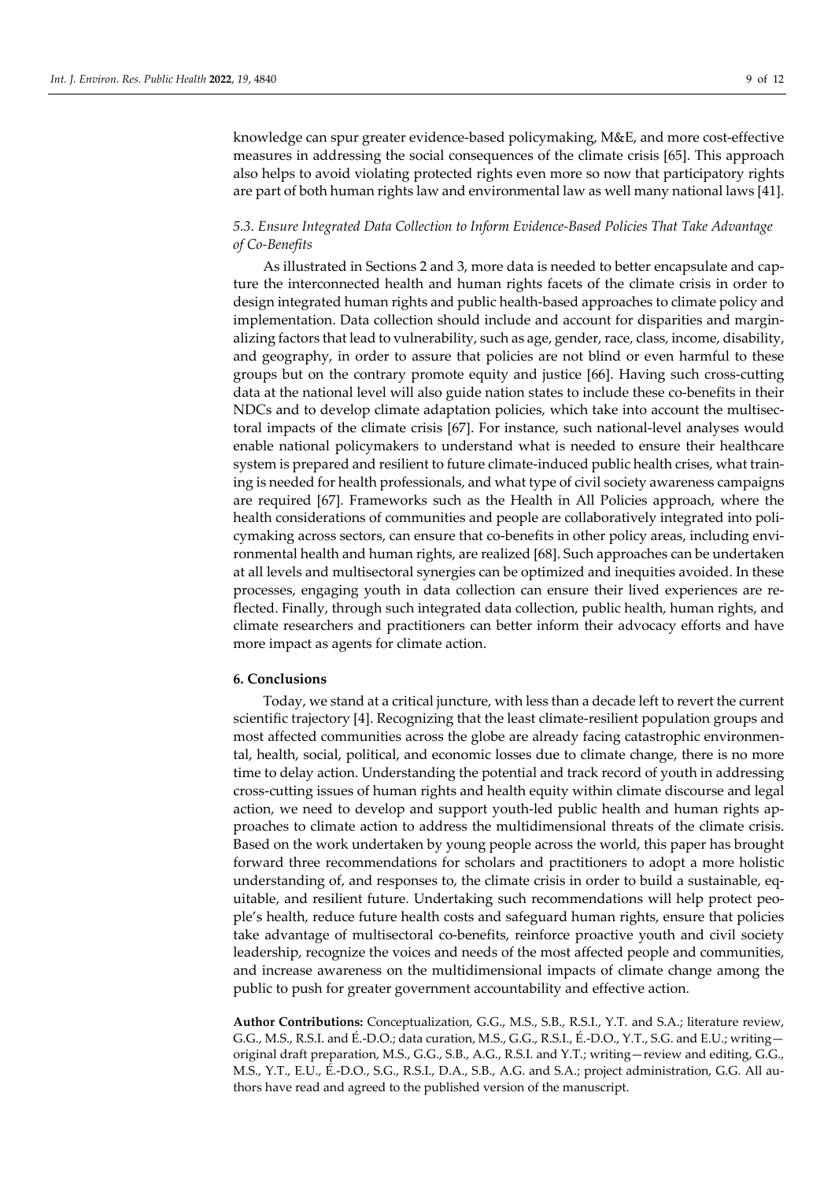knowledge can spur greater evidence-based policymaking, M&E, and more cost-effective measures in addressing the social consequences of the climate crisis [65]. This approach also helps to avoid violating protected rights even more so now that participatory rights are part of both human rights law and environmental law as well many national laws [41].

### *5.3. Ensure Integrated Data Collection to Inform Evidence-Based Policies That Take Advantage of Co-Benefits*

As illustrated in Sections 2 and 3, more data is needed to better encapsulate and capture the interconnected health and human rights facets of the climate crisis in order to design integrated human rights and public health-based approaches to climate policy and implementation. Data collection should include and account for disparities and marginalizing factors that lead to vulnerability, such as age, gender, race, class, income, disability, and geography, in order to assure that policies are not blind or even harmful to these groups but on the contrary promote equity and justice [66]. Having such cross-cutting data at the national level will also guide nation states to include these co-benefits in their NDCs and to develop climate adaptation policies, which take into account the multisectoral impacts of the climate crisis [67]. For instance, such national-level analyses would enable national policymakers to understand what is needed to ensure their healthcare system is prepared and resilient to future climate-induced public health crises, what training is needed for health professionals, and what type of civil society awareness campaigns are required [67]. Frameworks such as the Health in All Policies approach, where the health considerations of communities and people are collaboratively integrated into policymaking across sectors, can ensure that co-benefits in other policy areas, including environmental health and human rights, are realized [68]. Such approaches can be undertaken at all levels and multisectoral synergies can be optimized and inequities avoided. In these processes, engaging youth in data collection can ensure their lived experiences are reflected. Finally, through such integrated data collection, public health, human rights, and climate researchers and practitioners can better inform their advocacy efforts and have more impact as agents for climate action.

## 6. Conclusions

Today, we stand at a critical juncture, with less than a decade left to revert the current scientific trajectory [4]. Recognizing that the least climate-resilient population groups and most affected communities across the globe are already facing catastrophic environmental, health, social, political, and economic losses due to climate change, there is no more time to delay action. Understanding the potential and track record of youth in addressing cross-cutting issues of human rights and health equity within climate discourse and legal action, we need to develop and support youth-led public health and human rights approaches to climate action to address the multidimensional threats of the climate crisis. Based on the work undertaken by young people across the world, this paper has brought forward three recommendations for scholars and practitioners to adopt a more holistic understanding of, and responses to, the climate crisis in order to build a sustainable, equitable, and resilient future. Undertaking such recommendations will help protect people's health, reduce future health costs and safeguard human rights, ensure that policies take advantage of multisectoral co-benefits, reinforce proactive youth and civil society leadership, recognize the voices and needs of the most affected people and communities, and increase awareness on the multidimensional impacts of climate change among the public to push for greater government accountability and effective action.

**Author Contributions:** Conceptualization, G.G., M.S., S.B., R.S.I., Y.T. and S.A.; literature review, G.G., M.S., R.S.I. and É.-D.O.; data curation, M.S., G.G., R.S.I., É.-D.O., Y.T., S.G. and E.U.; writing—original draft preparation, M.S., G.G., S.B., A.G., R.S.I. and Y.T.; writing—review and editing, G.G., M.S., Y.T., E.U., É.-D.O., S.G., R.S.I., D.A., S.B., A.G. and S.A.; project administration, G.G. All authors have read and agreed to the published version of the manuscript.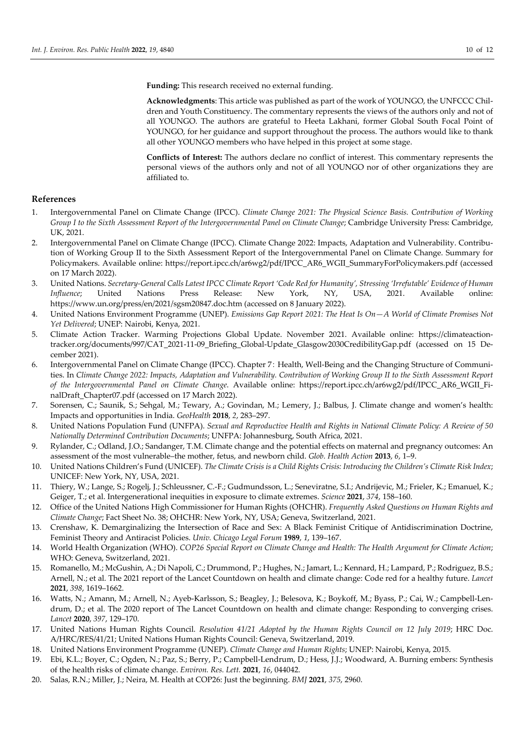**Funding:** This research received no external funding.

**Acknowledgments**: This article was published as part of the work of YOUNGO, the UNFCCC Children and Youth Constituency. The commentary represents the views of the authors only and not of all YOUNGO. The authors are grateful to Heeta Lakhani, former Global South Focal Point of YOUNGO, for her guidance and support throughout the process. The authors would like to thank all other YOUNGO members who have helped in this project at some stage.

**Conflicts of Interest:** The authors declare no conflict of interest. This commentary represents the personal views of the authors only and not of all YOUNGO nor of other organizations they are affiliated to.

## References

1. Intergovernmental Panel on Climate Change (IPCC). *Climate Change 2021: The Physical Science Basis. Contribution of Working Group I to the Sixth Assessment Report of the Intergovernmental Panel on Climate Change*; Cambridge University Press: Cambridge, UK, 2021.
2. Intergovernmental Panel on Climate Change (IPCC). Climate Change 2022: Impacts, Adaptation and Vulnerability. Contribution of Working Group II to the Sixth Assessment Report of the Intergovernmental Panel on Climate Change. Summary for Policymakers. Available online: https://report.ipcc.ch/ar6wg2/pdf/IPCC_AR6_WGII_SummaryForPolicymakers.pdf (accessed on 17 March 2022).
3. United Nations. *Secretary-General Calls Latest IPCC Climate Report 'Code Red for Humanity', Stressing 'Irrefutable' Evidence of Human Influence*; United Nations Press Release: New York, NY, USA, 2021. Available online: https://www.un.org/press/en/2021/sgsm20847.doc.htm (accessed on 8 January 2022).
4. United Nations Environment Programme (UNEP). *Emissions Gap Report 2021: The Heat Is On—A World of Climate Promises Not Yet Delivered*; UNEP: Nairobi, Kenya, 2021.
5. Climate Action Tracker. Warming Projections Global Update. November 2021. Available online: https://climateactiontracker.org/documents/997/CAT_2021-11-09_Briefing_Global-Update_Glasgow2030CredibilityGap.pdf (accessed on 15 December 2021).
6. Intergovernmental Panel on Climate Change (IPCC). Chapter 7: Health, Well-Being and the Changing Structure of Communities. In *Climate Change 2022: Impacts, Adaptation and Vulnerability. Contribution of Working Group II to the Sixth Assessment Report of the Intergovernmental Panel on Climate Change*. Available online: https://report.ipcc.ch/ar6wg2/pdf/IPCC_AR6_WGII_FinalDraft_Chapter07.pdf (accessed on 17 March 2022).
7. Sorensen, C.; Saunik, S.; Sehgal, M.; Tewary, A.; Govindan, M.; Lemery, J.; Balbus, J. Climate change and women's health: Impacts and opportunities in India. *GeoHealth* **2018**, *2*, 283–297.
8. United Nations Population Fund (UNFPA). *Sexual and Reproductive Health and Rights in National Climate Policy: A Review of 50 Nationally Determined Contribution Documents*; UNFPA: Johannesburg, South Africa, 2021.
9. Rylander, C.; Odland, J.O.; Sandanger, T.M. Climate change and the potential effects on maternal and pregnancy outcomes: An assessment of the most vulnerable–the mother, fetus, and newborn child. *Glob. Health Action* **2013**, *6*, 1–9.
10. United Nations Children's Fund (UNICEF). *The Climate Crisis is a Child Rights Crisis: Introducing the Children's Climate Risk Index*; UNICEF: New York, NY, USA, 2021.
11. Thiery, W.; Lange, S.; Rogelj, J.; Schleussner, C.-F.; Gudmundsson, L.; Seneviratne, S.I.; Andrijevic, M.; Frieler, K.; Emanuel, K.; Geiger, T.; et al. Intergenerational inequities in exposure to climate extremes. *Science* **2021**, *374*, 158–160.
12. Office of the United Nations High Commissioner for Human Rights (OHCHR). *Frequently Asked Questions on Human Rights and Climate Change*; Fact Sheet No. 38; OHCHR: New York, NY, USA; Geneva, Switzerland, 2021.
13. Crenshaw, K. Demarginalizing the Intersection of Race and Sex: A Black Feminist Critique of Antidiscrimination Doctrine, Feminist Theory and Antiracist Policies. *Univ. Chicago Legal Forum* **1989**, *1*, 139–167.
14. World Health Organization (WHO). *COP26 Special Report on Climate Change and Health: The Health Argument for Climate Action*; WHO: Geneva, Switzerland, 2021.
15. Romanello, M.; McGushin, A.; Di Napoli, C.; Drummond, P.; Hughes, N.; Jamart, L.; Kennard, H.; Lampard, P.; Rodriguez, B.S.; Arnell, N.; et al. The 2021 report of the Lancet Countdown on health and climate change: Code red for a healthy future. *Lancet* **2021**, *398*, 1619–1662.
16. Watts, N.; Amann, M.; Arnell, N.; Ayeb-Karlsson, S.; Beagley, J.; Belesova, K.; Boykoff, M.; Byass, P.; Cai, W.; Campbell-Lendrum, D.; et al. The 2020 report of The Lancet Countdown on health and climate change: Responding to converging crises. *Lancet* **2020**, *397*, 129–170.
17. United Nations Human Rights Council. *Resolution 41/21 Adopted by the Human Rights Council on 12 July 2019*; HRC Doc. A/HRC/RES/41/21; United Nations Human Rights Council: Geneva, Switzerland, 2019.
18. United Nations Environment Programme (UNEP). *Climate Change and Human Rights*; UNEP: Nairobi, Kenya, 2015.
19. Ebi, K.L.; Boyer, C.; Ogden, N.; Paz, S.; Berry, P.; Campbell-Lendrum, D.; Hess, J.J.; Woodward, A. Burning embers: Synthesis of the health risks of climate change. *Environ. Res. Lett.* **2021**, *16*, 044042.
20. Salas, R.N.; Miller, J.; Neira, M. Health at COP26: Just the beginning. *BMJ* **2021**, *375*, 2960.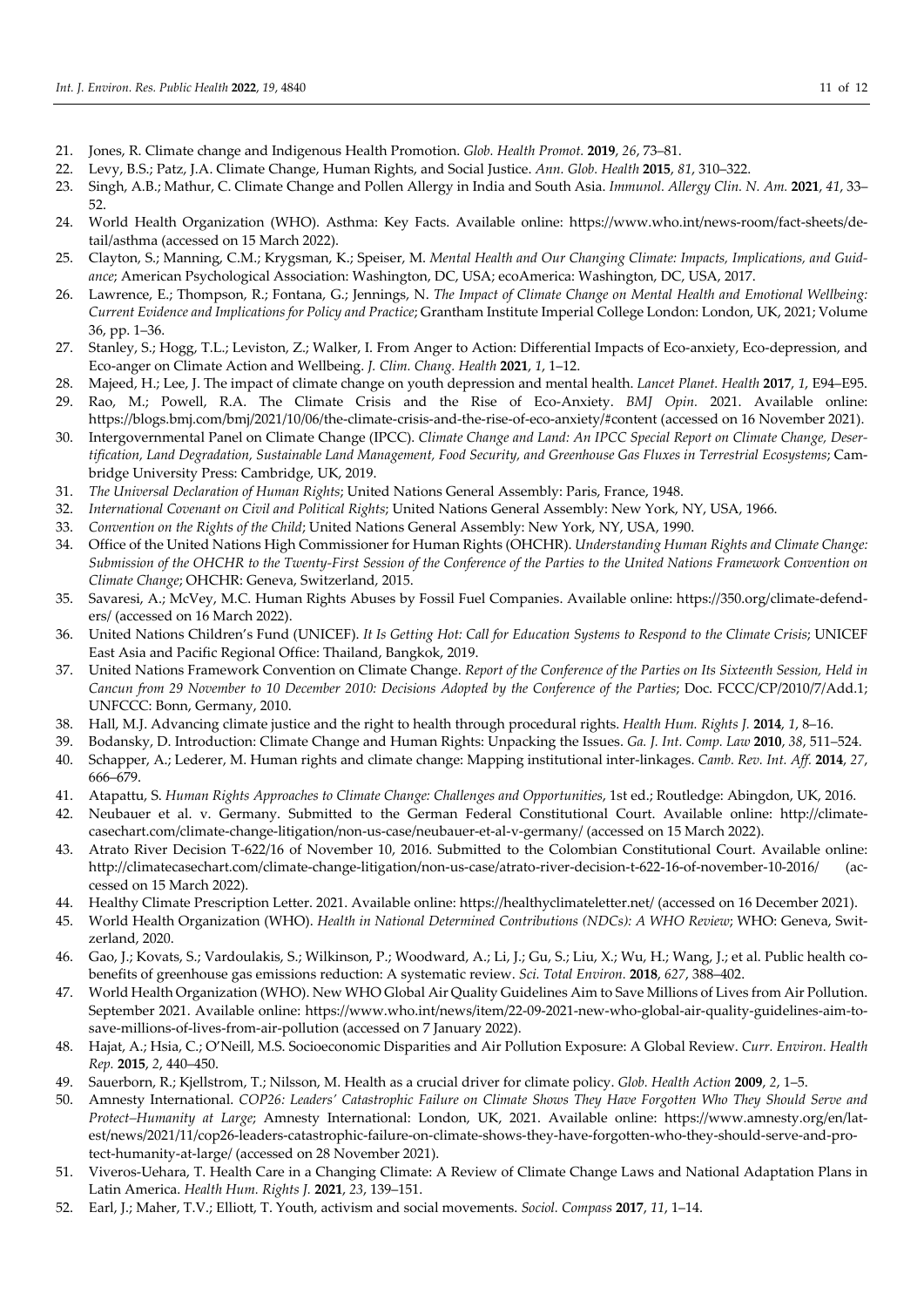21. Jones, R. Climate change and Indigenous Health Promotion. *Glob. Health Promot.* **2019**, *26*, 73–81.
22. Levy, B.S.; Patz, J.A. Climate Change, Human Rights, and Social Justice. *Ann. Glob. Health* **2015**, *81*, 310–322.
23. Singh, A.B.; Mathur, C. Climate Change and Pollen Allergy in India and South Asia. *Immunol. Allergy Clin. N. Am.* **2021**, *41*, 33–52.
24. World Health Organization (WHO). Asthma: Key Facts. Available online: https://www.who.int/news-room/fact-sheets/detail/asthma (accessed on 15 March 2022).
25. Clayton, S.; Manning, C.M.; Krygsman, K.; Speiser, M. *Mental Health and Our Changing Climate: Impacts, Implications, and Guidance*; American Psychological Association: Washington, DC, USA; ecoAmerica: Washington, DC, USA, 2017.
26. Lawrence, E.; Thompson, R.; Fontana, G.; Jennings, N. *The Impact of Climate Change on Mental Health and Emotional Wellbeing: Current Evidence and Implications for Policy and Practice*; Grantham Institute Imperial College London: London, UK, 2021; Volume 36, pp. 1–36.
27. Stanley, S.; Hogg, T.L.; Leviston, Z.; Walker, I. From Anger to Action: Differential Impacts of Eco-anxiety, Eco-depression, and Eco-anger on Climate Action and Wellbeing. *J. Clim. Chang. Health* **2021**, *1*, 1–12.
28. Majeed, H.; Lee, J. The impact of climate change on youth depression and mental health. *Lancet Planet. Health* **2017**, *1*, E94–E95.
29. Rao, M.; Powell, R.A. The Climate Crisis and the Rise of Eco-Anxiety. *BMJ Opin.* 2021. Available online: https://blogs.bmj.com/bmj/2021/10/06/the-climate-crisis-and-the-rise-of-eco-anxiety/#content (accessed on 16 November 2021).
30. Intergovernmental Panel on Climate Change (IPCC). *Climate Change and Land: An IPCC Special Report on Climate Change, Desertification, Land Degradation, Sustainable Land Management, Food Security, and Greenhouse Gas Fluxes in Terrestrial Ecosystems*; Cambridge University Press: Cambridge, UK, 2019.
31. *The Universal Declaration of Human Rights*; United Nations General Assembly: Paris, France, 1948.
32. *International Covenant on Civil and Political Rights*; United Nations General Assembly: New York, NY, USA, 1966.
33. *Convention on the Rights of the Child*; United Nations General Assembly: New York, NY, USA, 1990.
34. Office of the United Nations High Commissioner for Human Rights (OHCHR). *Understanding Human Rights and Climate Change: Submission of the OHCHR to the Twenty-First Session of the Conference of the Parties to the United Nations Framework Convention on Climate Change*; OHCHR: Geneva, Switzerland, 2015.
35. Savaresi, A.; McVey, M.C. Human Rights Abuses by Fossil Fuel Companies. Available online: https://350.org/climate-defenders/ (accessed on 16 March 2022).
36. United Nations Children's Fund (UNICEF). *It Is Getting Hot: Call for Education Systems to Respond to the Climate Crisis*; UNICEF East Asia and Pacific Regional Office: Thailand, Bangkok, 2019.
37. United Nations Framework Convention on Climate Change. *Report of the Conference of the Parties on Its Sixteenth Session, Held in Cancun from 29 November to 10 December 2010: Decisions Adopted by the Conference of the Parties*; Doc. FCCC/CP/2010/7/Add.1; UNFCCC: Bonn, Germany, 2010.
38. Hall, M.J. Advancing climate justice and the right to health through procedural rights. *Health Hum. Rights J.* **2014**, *1*, 8–16.
39. Bodansky, D. Introduction: Climate Change and Human Rights: Unpacking the Issues. *Ga. J. Int. Comp. Law* **2010**, *38*, 511–524.
40. Schapper, A.; Lederer, M. Human rights and climate change: Mapping institutional inter-linkages. *Camb. Rev. Int. Aff.* **2014**, *27*, 666–679.
41. Atapattu, S. *Human Rights Approaches to Climate Change: Challenges and Opportunities*, 1st ed.; Routledge: Abingdon, UK, 2016.
42. Neubauer et al. v. Germany. Submitted to the German Federal Constitutional Court. Available online: http://climatecasechart.com/climate-change-litigation/non-us-case/neubauer-et-al-v-germany/ (accessed on 15 March 2022).
43. Atrato River Decision T-622/16 of November 10, 2016. Submitted to the Colombian Constitutional Court. Available online: http://climatecasechart.com/climate-change-litigation/non-us-case/atrato-river-decision-t-622-16-of-november-10-2016/ (accessed on 15 March 2022).
44. Healthy Climate Prescription Letter. 2021. Available online: https://healthyclimateletter.net/ (accessed on 16 December 2021).
45. World Health Organization (WHO). *Health in National Determined Contributions (NDCs): A WHO Review*; WHO: Geneva, Switzerland, 2020.
46. Gao, J.; Kovats, S.; Vardoulakis, S.; Wilkinson, P.; Woodward, A.; Li, J.; Gu, S.; Liu, X.; Wu, H.; Wang, J.; et al. Public health co-benefits of greenhouse gas emissions reduction: A systematic review. *Sci. Total Environ.* **2018**, *627*, 388–402.
47. World Health Organization (WHO). New WHO Global Air Quality Guidelines Aim to Save Millions of Lives from Air Pollution. September 2021. Available online: https://www.who.int/news/item/22-09-2021-new-who-global-air-quality-guidelines-aim-to-save-millions-of-lives-from-air-pollution (accessed on 7 January 2022).
48. Hajat, A.; Hsia, C.; O'Neill, M.S. Socioeconomic Disparities and Air Pollution Exposure: A Global Review. *Curr. Environ. Health Rep.* **2015**, *2*, 440–450.
49. Sauerborn, R.; Kjellstrom, T.; Nilsson, M. Health as a crucial driver for climate policy. *Glob. Health Action* **2009**, *2*, 1–5.
50. Amnesty International. *COP26: Leaders' Catastrophic Failure on Climate Shows They Have Forgotten Who They Should Serve and Protect–Humanity at Large*; Amnesty International: London, UK, 2021. Available online: https://www.amnesty.org/en/latest/news/2021/11/cop26-leaders-catastrophic-failure-on-climate-shows-they-have-forgotten-who-they-should-serve-and-protect-humanity-at-large/ (accessed on 28 November 2021).
51. Viveros-Uehara, T. Health Care in a Changing Climate: A Review of Climate Change Laws and National Adaptation Plans in Latin America. *Health Hum. Rights J.* **2021**, *23*, 139–151.
52. Earl, J.; Maher, T.V.; Elliott, T. Youth, activism and social movements. *Sociol. Compass* **2017**, *11*, 1–14.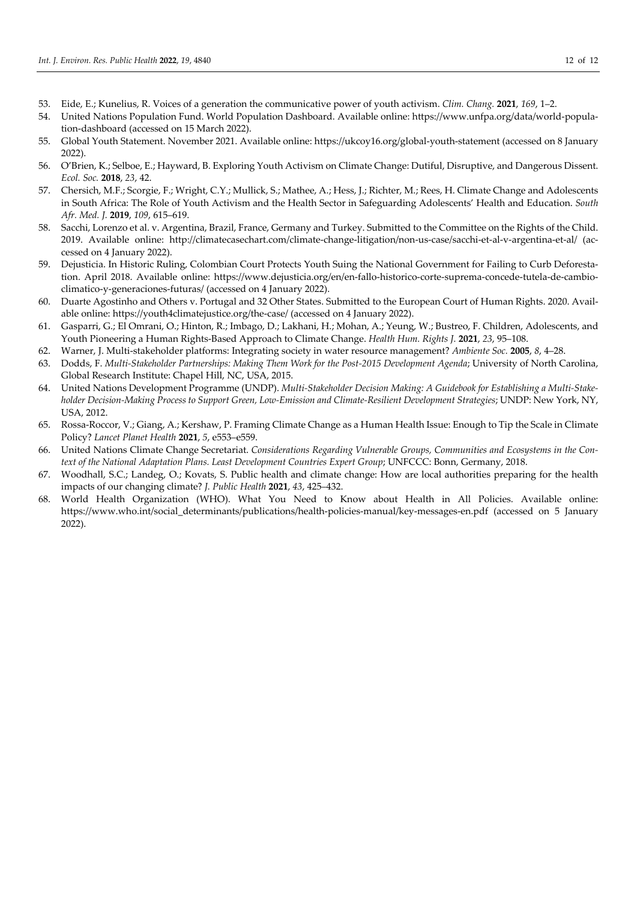53. Eide, E.; Kunelius, R. Voices of a generation the communicative power of youth activism. *Clim. Chang.* **2021**, *169*, 1–2.
54. United Nations Population Fund. World Population Dashboard. Available online: https://www.unfpa.org/data/world-population-dashboard (accessed on 15 March 2022).
55. Global Youth Statement. November 2021. Available online: https://ukcoy16.org/global-youth-statement (accessed on 8 January 2022).
56. O'Brien, K.; Selboe, E.; Hayward, B. Exploring Youth Activism on Climate Change: Dutiful, Disruptive, and Dangerous Dissent. *Ecol. Soc.* **2018**, *23*, 42.
57. Chersich, M.F.; Scorgie, F.; Wright, C.Y.; Mullick, S.; Mathee, A.; Hess, J.; Richter, M.; Rees, H. Climate Change and Adolescents in South Africa: The Role of Youth Activism and the Health Sector in Safeguarding Adolescents' Health and Education. *South Afr. Med. J.* **2019**, *109*, 615–619.
58. Sacchi, Lorenzo et al. v. Argentina, Brazil, France, Germany and Turkey. Submitted to the Committee on the Rights of the Child. 2019. Available online: http://climatecasechart.com/climate-change-litigation/non-us-case/sacchi-et-al-v-argentina-et-al/ (accessed on 4 January 2022).
59. Dejusticia. In Historic Ruling, Colombian Court Protects Youth Suing the National Government for Failing to Curb Deforestation. April 2018. Available online: https://www.dejusticia.org/en/en-fallo-historico-corte-suprema-concede-tutela-de-cambio-climatico-y-generaciones-futuras/ (accessed on 4 January 2022).
60. Duarte Agostinho and Others v. Portugal and 32 Other States. Submitted to the European Court of Human Rights. 2020. Available online: https://youth4climatejustice.org/the-case/ (accessed on 4 January 2022).
61. Gasparri, G.; El Omrani, O.; Hinton, R.; Imbago, D.; Lakhani, H.; Mohan, A.; Yeung, W.; Bustreo, F. Children, Adolescents, and Youth Pioneering a Human Rights-Based Approach to Climate Change. *Health Hum. Rights J.* **2021**, *23*, 95–108.
62. Warner, J. Multi-stakeholder platforms: Integrating society in water resource management? *Ambiente Soc.* **2005**, *8*, 4–28.
63. Dodds, F. *Multi-Stakeholder Partnerships: Making Them Work for the Post-2015 Development Agenda*; University of North Carolina, Global Research Institute: Chapel Hill, NC, USA, 2015.
64. United Nations Development Programme (UNDP). *Multi-Stakeholder Decision Making: A Guidebook for Establishing a Multi-Stakeholder Decision-Making Process to Support Green, Low-Emission and Climate-Resilient Development Strategies*; UNDP: New York, NY, USA, 2012.
65. Rossa-Roccor, V.; Giang, A.; Kershaw, P. Framing Climate Change as a Human Health Issue: Enough to Tip the Scale in Climate Policy? *Lancet Planet Health* **2021**, *5*, e553–e559.
66. United Nations Climate Change Secretariat. *Considerations Regarding Vulnerable Groups, Communities and Ecosystems in the Context of the National Adaptation Plans. Least Development Countries Expert Group*; UNFCCC: Bonn, Germany, 2018.
67. Woodhall, S.C.; Landeg, O.; Kovats, S. Public health and climate change: How are local authorities preparing for the health impacts of our changing climate? *J. Public Health* **2021**, *43*, 425–432.
68. World Health Organization (WHO). What You Need to Know about Health in All Policies. Available online: https://www.who.int/social_determinants/publications/health-policies-manual/key-messages-en.pdf (accessed on 5 January 2022).